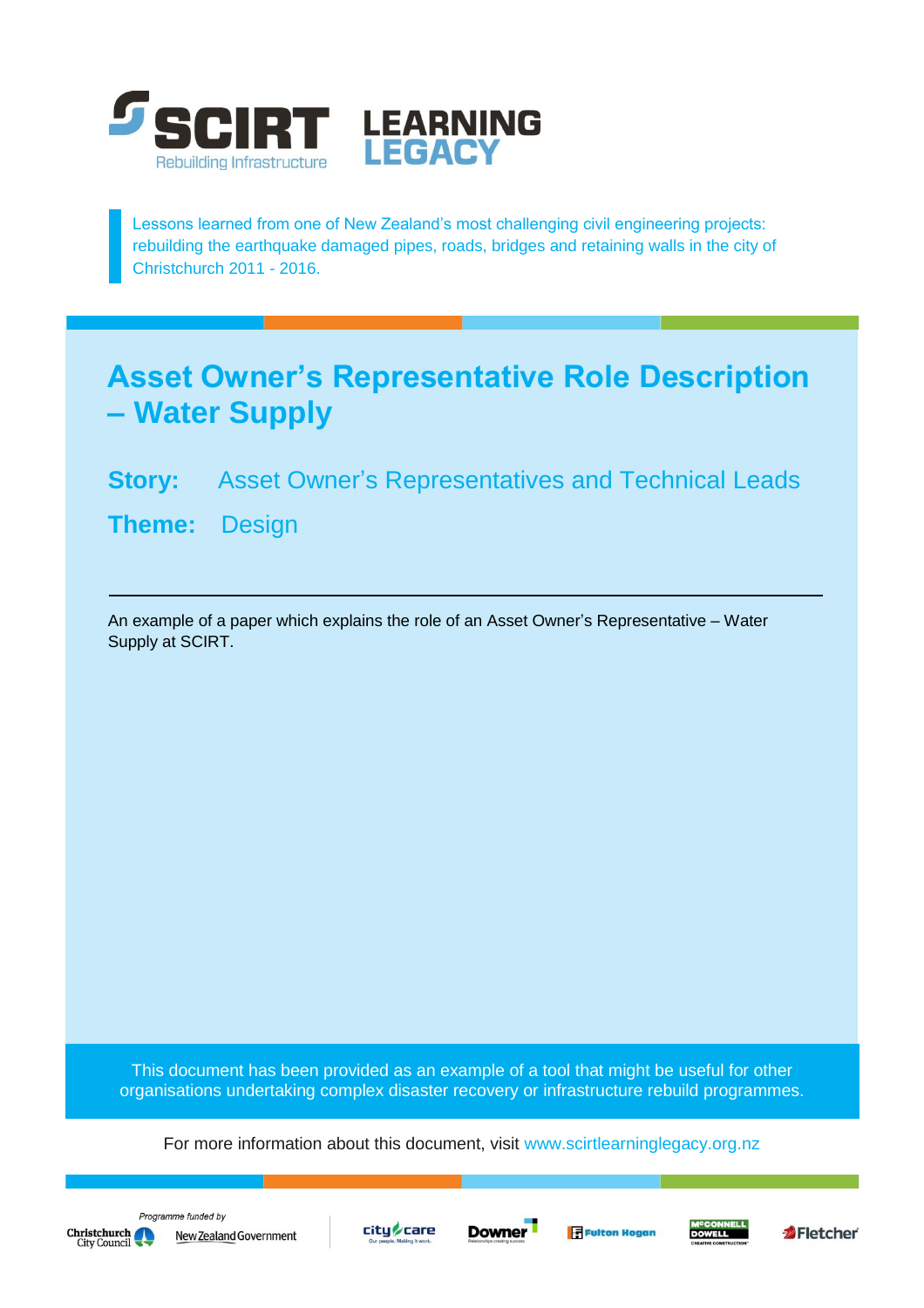SCIRT Rebuilding Infrastructure

LEARNING LEGACY

Lessons learned from one of New Zealand's most challenging civil engineering projects: rebuilding the earthquake damaged pipes, roads, bridges and retaining walls in the city of Christchurch 2011 - 2016.

# Asset Owner's Representative Role Description – Water Supply

**Story:** Asset Owner's Representatives and Technical Leads

**Theme:** Design

---

An example of a paper which explains the role of an Asset Owner's Representative – Water Supply at SCIRT.

This document has been provided as an example of a tool that might be useful for other organisations undertaking complex disaster recovery or infrastructure rebuild programmes.

For more information about this document, visit www.scirtlearninglegacy.org.nz

*Programme funded by* Christchurch City Council, New Zealand Government

City Care, Downer, Fulton Hogan, McConnell Dowell, Fletcher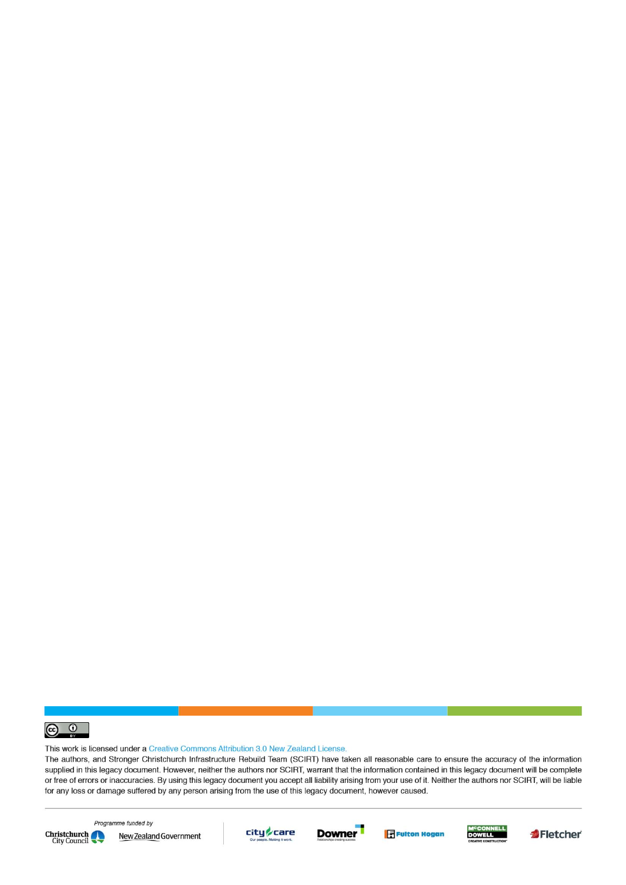This work is licensed under a Creative Commons Attribution 3.0 New Zealand License.

The authors, and Stronger Christchurch Infrastructure Rebuild Team (SCIRT) have taken all reasonable care to ensure the accuracy of the information supplied in this legacy document. However, neither the authors nor SCIRT, warrant that the information contained in this legacy document will be complete or free of errors or inaccuracies. By using this legacy document you accept all liability arising from your use of it. Neither the authors nor SCIRT, will be liable for any loss or damage suffered by any person arising from the use of this legacy document, however caused.

*Programme funded by*

Christchurch City Council | New Zealand Government | city care | Downer | Fulton Hogan | McConnell Dowell | Fletcher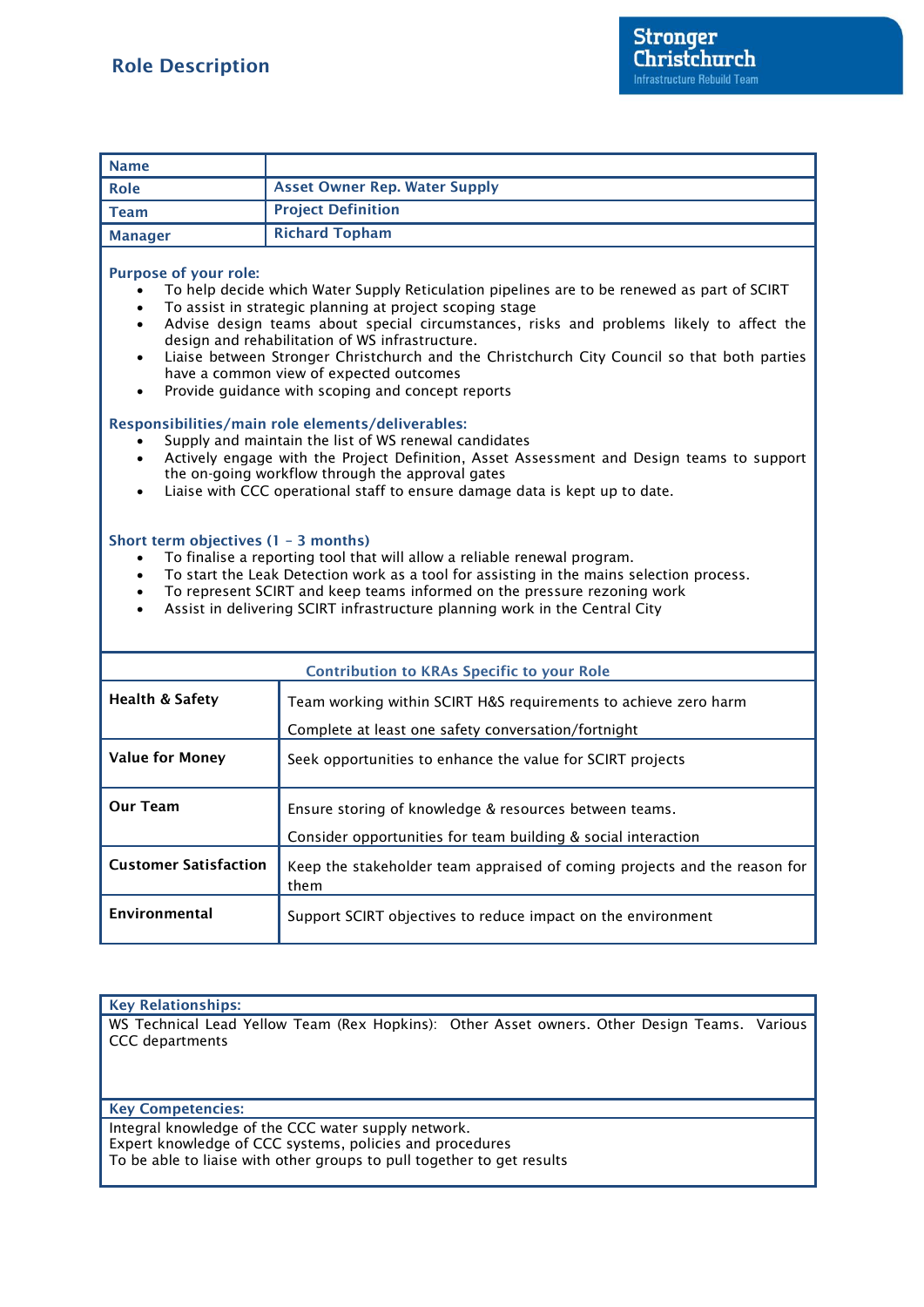# Role Description

Stronger Christchurch
Infrastructure Rebuild Team

| Name | |
|---|---|
| Role | Asset Owner Rep. Water Supply |
| Team | Project Definition |
| Manager | Richard Topham |

**Purpose of your role:**

- To help decide which Water Supply Reticulation pipelines are to be renewed as part of SCIRT
- To assist in strategic planning at project scoping stage
- Advise design teams about special circumstances, risks and problems likely to affect the design and rehabilitation of WS infrastructure.
- Liaise between Stronger Christchurch and the Christchurch City Council so that both parties have a common view of expected outcomes
- Provide guidance with scoping and concept reports

**Responsibilities/main role elements/deliverables:**

- Supply and maintain the list of WS renewal candidates
- Actively engage with the Project Definition, Asset Assessment and Design teams to support the on-going workflow through the approval gates
- Liaise with CCC operational staff to ensure damage data is kept up to date.

**Short term objectives (1 – 3 months)**

- To finalise a reporting tool that will allow a reliable renewal program.
- To start the Leak Detection work as a tool for assisting in the mains selection process.
- To represent SCIRT and keep teams informed on the pressure rezoning work
- Assist in delivering SCIRT infrastructure planning work in the Central City

| Contribution to KRAs Specific to your Role | |
|---|---|
| **Health & Safety** | Team working within SCIRT H&S requirements to achieve zero harm<br>Complete at least one safety conversation/fortnight |
| **Value for Money** | Seek opportunities to enhance the value for SCIRT projects |
| **Our Team** | Ensure storing of knowledge & resources between teams.<br>Consider opportunities for team building & social interaction |
| **Customer Satisfaction** | Keep the stakeholder team appraised of coming projects and the reason for them |
| **Environmental** | Support SCIRT objectives to reduce impact on the environment |

**Key Relationships:**

WS Technical Lead Yellow Team (Rex Hopkins): Other Asset owners. Other Design Teams. Various CCC departments

**Key Competencies:**

Integral knowledge of the CCC water supply network.
Expert knowledge of CCC systems, policies and procedures
To be able to liaise with other groups to pull together to get results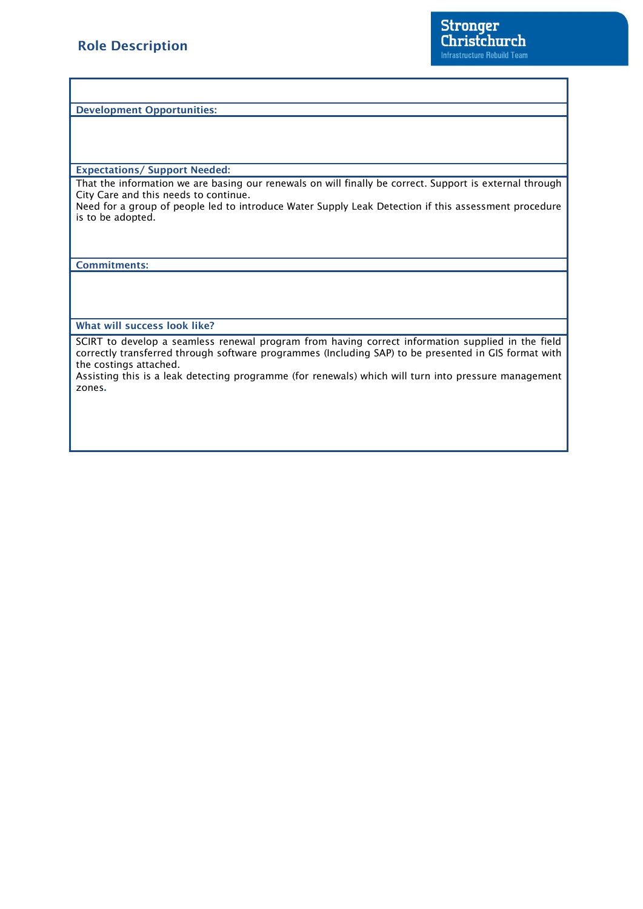## Role Description

**Development Opportunities:**

**Expectations/ Support Needed:**

That the information we are basing our renewals on will finally be correct. Support is external through City Care and this needs to continue.
Need for a group of people led to introduce Water Supply Leak Detection if this assessment procedure is to be adopted.

**Commitments:**

**What will success look like?**

SCIRT to develop a seamless renewal program from having correct information supplied in the field correctly transferred through software programmes (Including SAP) to be presented in GIS format with the costings attached.
Assisting this is a leak detecting programme (for renewals) which will turn into pressure management zones.